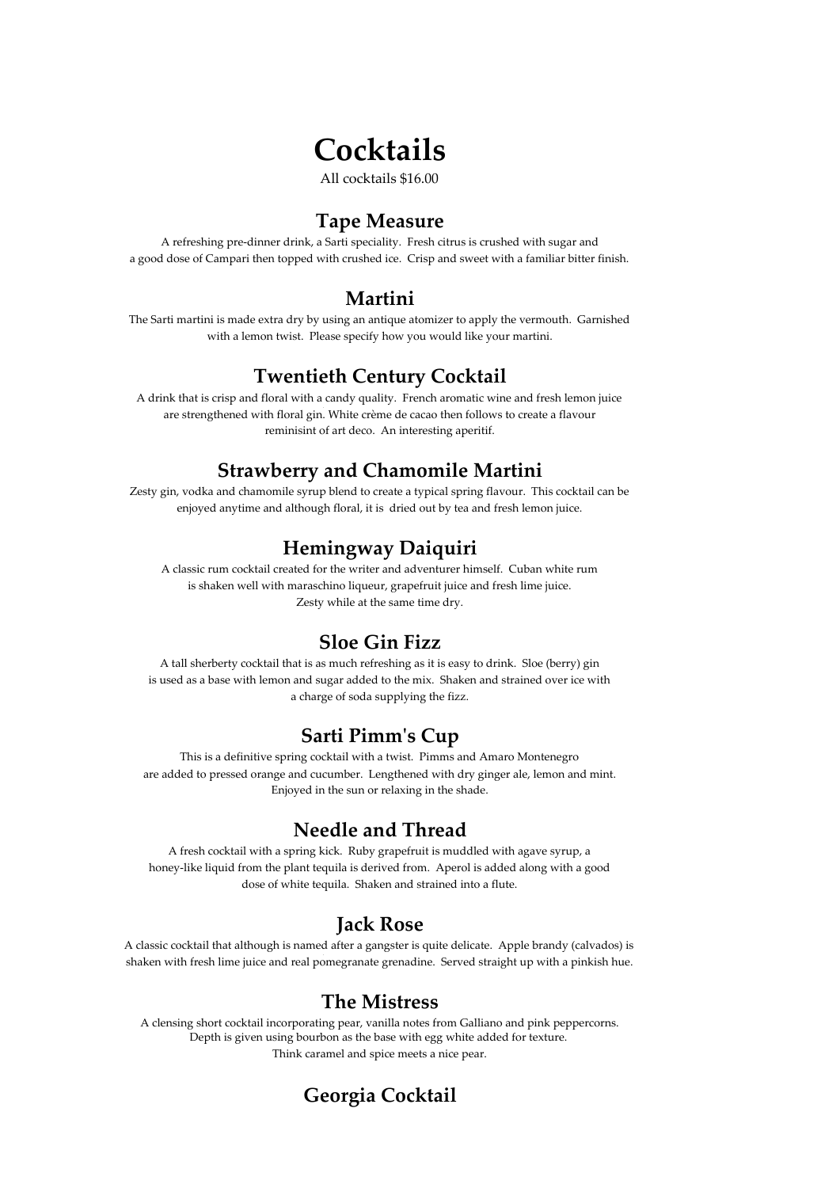# Cocktails

All cocktails $16.00

## Tape Measure

A refreshing pre-dinner drink, a Sarti speciality. Fresh citrus is crushed with sugar and a good dose of Campari then topped with crushed ice. Crisp and sweet with a familiar bitter finish.

## Martini

The Sarti martini is made extra dry by using an antique atomizer to apply the vermouth. Garnished with a lemon twist. Please specify how you would like your martini.

## Twentieth Century Cocktail

A drink that is crisp and floral with a candy quality. French aromatic wine and fresh lemon juice are strengthened with floral gin. White crème de cacao then follows to create a flavour reminisint of art deco. An interesting aperitif.

## Strawberry and Chamomile Martini

Zesty gin, vodka and chamomile syrup blend to create a typical spring flavour. This cocktail can be enjoyed anytime and although floral, it is dried out by tea and fresh lemon juice.

## Hemingway Daiquiri

A classic rum cocktail created for the writer and adventurer himself. Cuban white rum is shaken well with maraschino liqueur, grapefruit juice and fresh lime juice. Zesty while at the same time dry.

## Sloe Gin Fizz

A tall sherberty cocktail that is as much refreshing as it is easy to drink. Sloe (berry) gin is used as a base with lemon and sugar added to the mix. Shaken and strained over ice with a charge of soda supplying the fizz.

## Sarti Pimm's Cup

This is a definitive spring cocktail with a twist. Pimms and Amaro Montenegro are added to pressed orange and cucumber. Lengthened with dry ginger ale, lemon and mint. Enjoyed in the sun or relaxing in the shade.

## Needle and Thread

A fresh cocktail with a spring kick. Ruby grapefruit is muddled with agave syrup, a honey-like liquid from the plant tequila is derived from. Aperol is added along with a good dose of white tequila. Shaken and strained into a flute.

## Jack Rose

A classic cocktail that although is named after a gangster is quite delicate. Apple brandy (calvados) is shaken with fresh lime juice and real pomegranate grenadine. Served straight up with a pinkish hue.

## The Mistress

A clensing short cocktail incorporating pear, vanilla notes from Galliano and pink peppercorns. Depth is given using bourbon as the base with egg white added for texture. Think caramel and spice meets a nice pear.

## Georgia Cocktail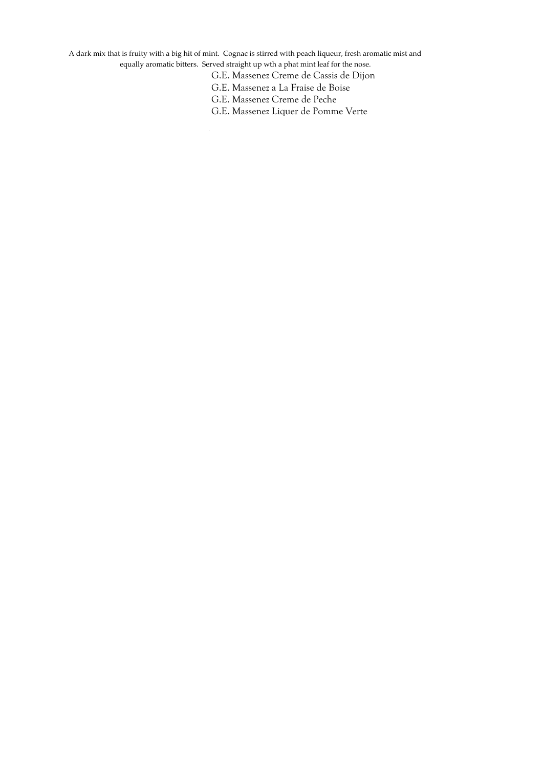A dark mix that is fruity with a big hit of mint. Cognac is stirred with peach liqueur, fresh aromatic mist and equally aromatic bitters. Served straight up wth a phat mint leaf for the nose.

G.E. Massenez Creme de Cassis de Dijon

G.E. Massenez a La Fraise de Boise

G.E. Massenez Creme de Peche

G.E. Massenez Liquer de Pomme Verte